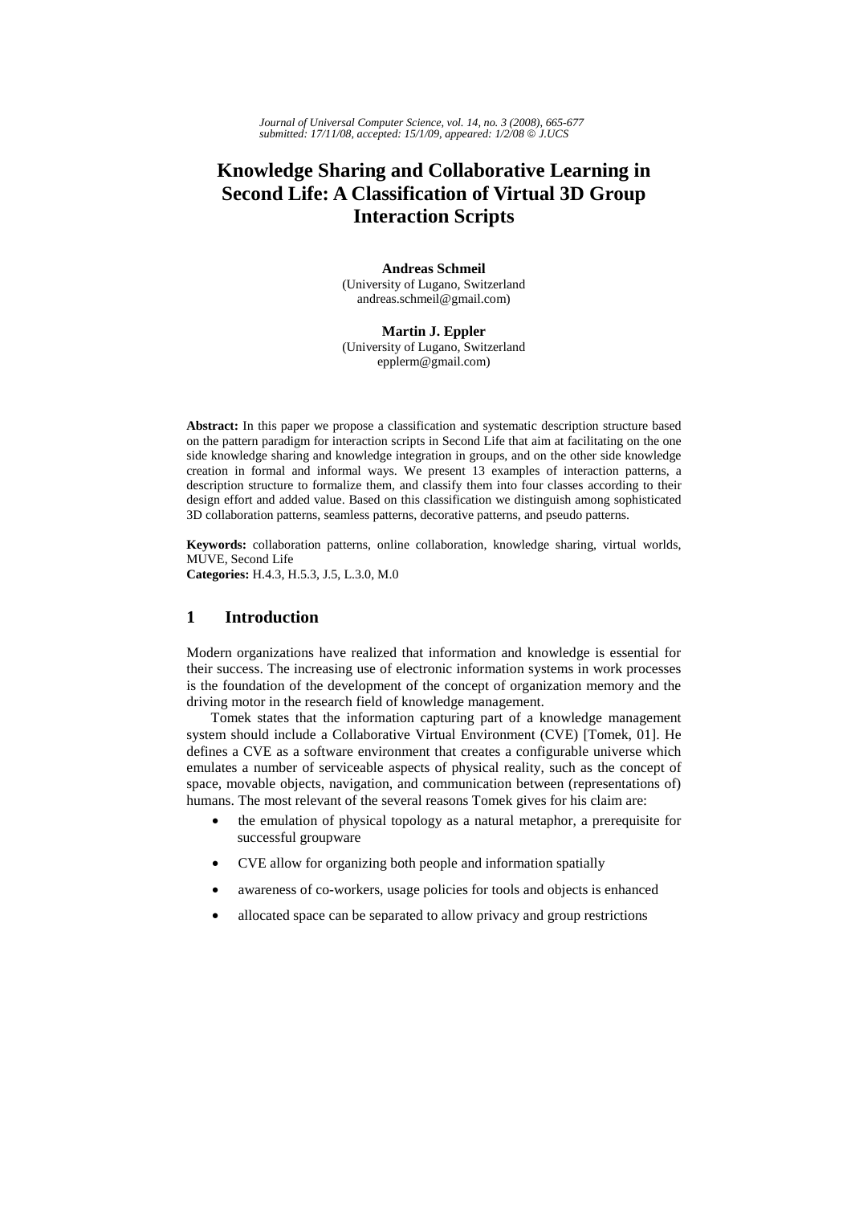# Knowledge Sharing and Collaborative Learning in Second Life: A Classification of Virtual 3D Group Interaction Scripts

**Andreas Schmeil**
(University of Lugano, Switzerland
andreas.schmeil@gmail.com)

**Martin J. Eppler**
(University of Lugano, Switzerland
epplerm@gmail.com)

**Abstract:** In this paper we propose a classification and systematic description structure based on the pattern paradigm for interaction scripts in Second Life that aim at facilitating on the one side knowledge sharing and knowledge integration in groups, and on the other side knowledge creation in formal and informal ways. We present 13 examples of interaction patterns, a description structure to formalize them, and classify them into four classes according to their design effort and added value. Based on this classification we distinguish among sophisticated 3D collaboration patterns, seamless patterns, decorative patterns, and pseudo patterns.

**Keywords:** collaboration patterns, online collaboration, knowledge sharing, virtual worlds, MUVE, Second Life
**Categories:** H.4.3, H.5.3, J.5, L.3.0, M.0

## 1 Introduction

Modern organizations have realized that information and knowledge is essential for their success. The increasing use of electronic information systems in work processes is the foundation of the development of the concept of organization memory and the driving motor in the research field of knowledge management.

Tomek states that the information capturing part of a knowledge management system should include a Collaborative Virtual Environment (CVE) [Tomek, 01]. He defines a CVE as a software environment that creates a configurable universe which emulates a number of serviceable aspects of physical reality, such as the concept of space, movable objects, navigation, and communication between (representations of) humans. The most relevant of the several reasons Tomek gives for his claim are:

- the emulation of physical topology as a natural metaphor, a prerequisite for successful groupware
- CVE allow for organizing both people and information spatially
- awareness of co-workers, usage policies for tools and objects is enhanced
- allocated space can be separated to allow privacy and group restrictions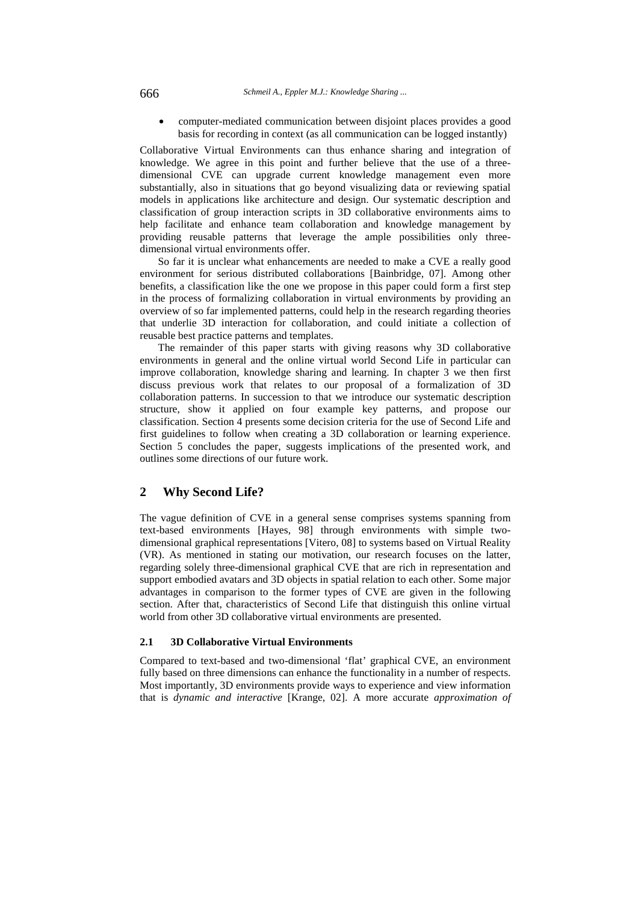- computer-mediated communication between disjoint places provides a good basis for recording in context (as all communication can be logged instantly)

Collaborative Virtual Environments can thus enhance sharing and integration of knowledge. We agree in this point and further believe that the use of a three-dimensional CVE can upgrade current knowledge management even more substantially, also in situations that go beyond visualizing data or reviewing spatial models in applications like architecture and design. Our systematic description and classification of group interaction scripts in 3D collaborative environments aims to help facilitate and enhance team collaboration and knowledge management by providing reusable patterns that leverage the ample possibilities only three-dimensional virtual environments offer.

So far it is unclear what enhancements are needed to make a CVE a really good environment for serious distributed collaborations [Bainbridge, 07]. Among other benefits, a classification like the one we propose in this paper could form a first step in the process of formalizing collaboration in virtual environments by providing an overview of so far implemented patterns, could help in the research regarding theories that underlie 3D interaction for collaboration, and could initiate a collection of reusable best practice patterns and templates.

The remainder of this paper starts with giving reasons why 3D collaborative environments in general and the online virtual world Second Life in particular can improve collaboration, knowledge sharing and learning. In chapter 3 we then first discuss previous work that relates to our proposal of a formalization of 3D collaboration patterns. In succession to that we introduce our systematic description structure, show it applied on four example key patterns, and propose our classification. Section 4 presents some decision criteria for the use of Second Life and first guidelines to follow when creating a 3D collaboration or learning experience. Section 5 concludes the paper, suggests implications of the presented work, and outlines some directions of our future work.

## 2 Why Second Life?

The vague definition of CVE in a general sense comprises systems spanning from text-based environments [Hayes, 98] through environments with simple two-dimensional graphical representations [Vitero, 08] to systems based on Virtual Reality (VR). As mentioned in stating our motivation, our research focuses on the latter, regarding solely three-dimensional graphical CVE that are rich in representation and support embodied avatars and 3D objects in spatial relation to each other. Some major advantages in comparison to the former types of CVE are given in the following section. After that, characteristics of Second Life that distinguish this online virtual world from other 3D collaborative virtual environments are presented.

### 2.1 3D Collaborative Virtual Environments

Compared to text-based and two-dimensional 'flat' graphical CVE, an environment fully based on three dimensions can enhance the functionality in a number of respects. Most importantly, 3D environments provide ways to experience and view information that is *dynamic and interactive* [Krange, 02]. A more accurate *approximation of*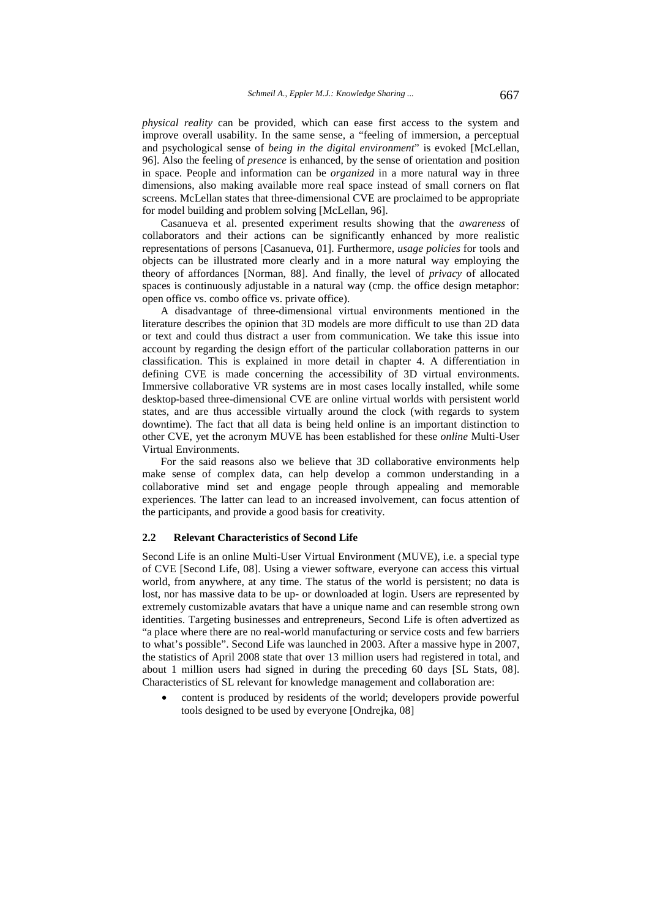*physical reality* can be provided, which can ease first access to the system and improve overall usability. In the same sense, a "feeling of immersion, a perceptual and psychological sense of *being in the digital environment*" is evoked [McLellan, 96]. Also the feeling of *presence* is enhanced, by the sense of orientation and position in space. People and information can be *organized* in a more natural way in three dimensions, also making available more real space instead of small corners on flat screens. McLellan states that three-dimensional CVE are proclaimed to be appropriate for model building and problem solving [McLellan, 96].

Casanueva et al. presented experiment results showing that the *awareness* of collaborators and their actions can be significantly enhanced by more realistic representations of persons [Casanueva, 01]. Furthermore, *usage policies* for tools and objects can be illustrated more clearly and in a more natural way employing the theory of affordances [Norman, 88]. And finally, the level of *privacy* of allocated spaces is continuously adjustable in a natural way (cmp. the office design metaphor: open office vs. combo office vs. private office).

A disadvantage of three-dimensional virtual environments mentioned in the literature describes the opinion that 3D models are more difficult to use than 2D data or text and could thus distract a user from communication. We take this issue into account by regarding the design effort of the particular collaboration patterns in our classification. This is explained in more detail in chapter 4. A differentiation in defining CVE is made concerning the accessibility of 3D virtual environments. Immersive collaborative VR systems are in most cases locally installed, while some desktop-based three-dimensional CVE are online virtual worlds with persistent world states, and are thus accessible virtually around the clock (with regards to system downtime). The fact that all data is being held online is an important distinction to other CVE, yet the acronym MUVE has been established for these *online* Multi-User Virtual Environments.

For the said reasons also we believe that 3D collaborative environments help make sense of complex data, can help develop a common understanding in a collaborative mind set and engage people through appealing and memorable experiences. The latter can lead to an increased involvement, can focus attention of the participants, and provide a good basis for creativity.

### 2.2 Relevant Characteristics of Second Life

Second Life is an online Multi-User Virtual Environment (MUVE), i.e. a special type of CVE [Second Life, 08]. Using a viewer software, everyone can access this virtual world, from anywhere, at any time. The status of the world is persistent; no data is lost, nor has massive data to be up- or downloaded at login. Users are represented by extremely customizable avatars that have a unique name and can resemble strong own identities. Targeting businesses and entrepreneurs, Second Life is often advertized as "a place where there are no real-world manufacturing or service costs and few barriers to what's possible". Second Life was launched in 2003. After a massive hype in 2007, the statistics of April 2008 state that over 13 million users had registered in total, and about 1 million users had signed in during the preceding 60 days [SL Stats, 08]. Characteristics of SL relevant for knowledge management and collaboration are:

- content is produced by residents of the world; developers provide powerful tools designed to be used by everyone [Ondrejka, 08]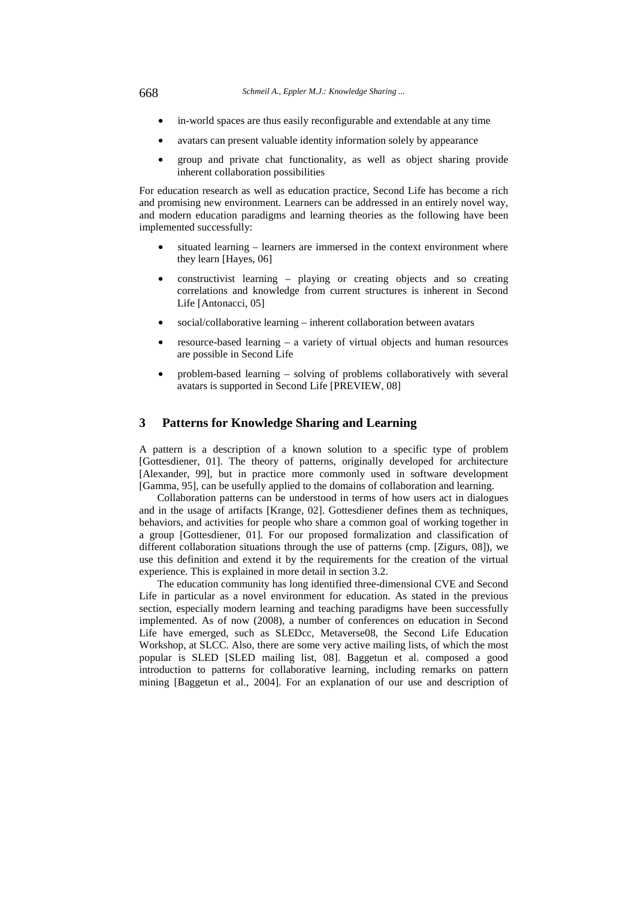- in-world spaces are thus easily reconfigurable and extendable at any time
- avatars can present valuable identity information solely by appearance
- group and private chat functionality, as well as object sharing provide inherent collaboration possibilities

For education research as well as education practice, Second Life has become a rich and promising new environment. Learners can be addressed in an entirely novel way, and modern education paradigms and learning theories as the following have been implemented successfully:

- situated learning – learners are immersed in the context environment where they learn [Hayes, 06]
- constructivist learning – playing or creating objects and so creating correlations and knowledge from current structures is inherent in Second Life [Antonacci, 05]
- social/collaborative learning – inherent collaboration between avatars
- resource-based learning – a variety of virtual objects and human resources are possible in Second Life
- problem-based learning – solving of problems collaboratively with several avatars is supported in Second Life [PREVIEW, 08]

## 3 Patterns for Knowledge Sharing and Learning

A pattern is a description of a known solution to a specific type of problem [Gottesdiener, 01]. The theory of patterns, originally developed for architecture [Alexander, 99], but in practice more commonly used in software development [Gamma, 95], can be usefully applied to the domains of collaboration and learning.

Collaboration patterns can be understood in terms of how users act in dialogues and in the usage of artifacts [Krange, 02]. Gottesdiener defines them as techniques, behaviors, and activities for people who share a common goal of working together in a group [Gottesdiener, 01]. For our proposed formalization and classification of different collaboration situations through the use of patterns (cmp. [Zigurs, 08]), we use this definition and extend it by the requirements for the creation of the virtual experience. This is explained in more detail in section 3.2.

The education community has long identified three-dimensional CVE and Second Life in particular as a novel environment for education. As stated in the previous section, especially modern learning and teaching paradigms have been successfully implemented. As of now (2008), a number of conferences on education in Second Life have emerged, such as SLEDcc, Metaverse08, the Second Life Education Workshop, at SLCC. Also, there are some very active mailing lists, of which the most popular is SLED [SLED mailing list, 08]. Baggetun et al. composed a good introduction to patterns for collaborative learning, including remarks on pattern mining [Baggetun et al., 2004]. For an explanation of our use and description of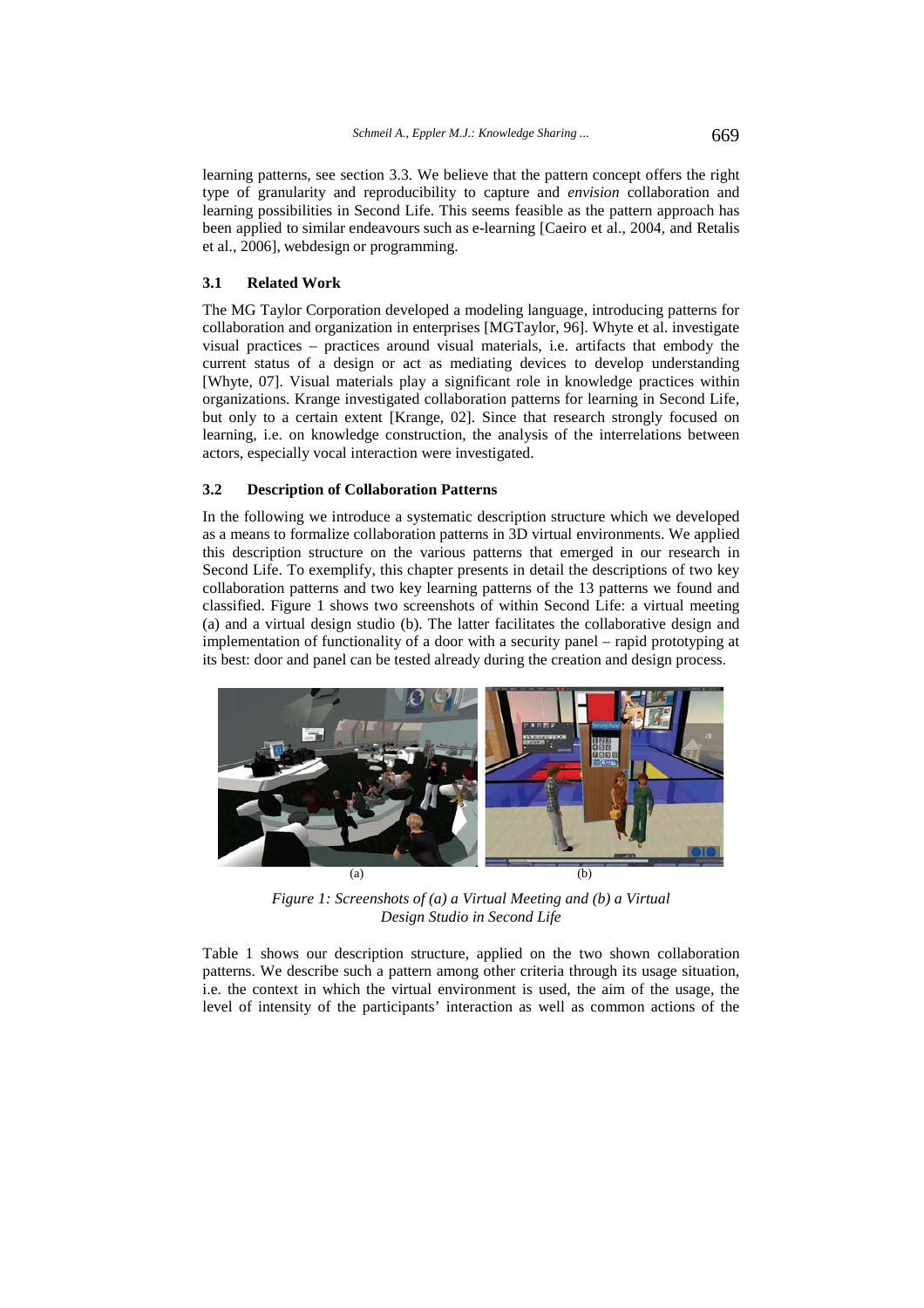learning patterns, see section 3.3. We believe that the pattern concept offers the right type of granularity and reproducibility to capture and *envision* collaboration and learning possibilities in Second Life. This seems feasible as the pattern approach has been applied to similar endeavours such as e-learning [Caeiro et al., 2004, and Retalis et al., 2006], webdesign or programming.

### 3.1 Related Work

The MG Taylor Corporation developed a modeling language, introducing patterns for collaboration and organization in enterprises [MGTaylor, 96]. Whyte et al. investigate visual practices – practices around visual materials, i.e. artifacts that embody the current status of a design or act as mediating devices to develop understanding [Whyte, 07]. Visual materials play a significant role in knowledge practices within organizations. Krange investigated collaboration patterns for learning in Second Life, but only to a certain extent [Krange, 02]. Since that research strongly focused on learning, i.e. on knowledge construction, the analysis of the interrelations between actors, especially vocal interaction were investigated.

### 3.2 Description of Collaboration Patterns

In the following we introduce a systematic description structure which we developed as a means to formalize collaboration patterns in 3D virtual environments. We applied this description structure on the various patterns that emerged in our research in Second Life. To exemplify, this chapter presents in detail the descriptions of two key collaboration patterns and two key learning patterns of the 13 patterns we found and classified. Figure 1 shows two screenshots of within Second Life: a virtual meeting (a) and a virtual design studio (b). The latter facilitates the collaborative design and implementation of functionality of a door with a security panel – rapid prototyping at its best: door and panel can be tested already during the creation and design process.

(a) (b)

*Figure 1: Screenshots of (a) a Virtual Meeting and (b) a Virtual Design Studio in Second Life*

Table 1 shows our description structure, applied on the two shown collaboration patterns. We describe such a pattern among other criteria through its usage situation, i.e. the context in which the virtual environment is used, the aim of the usage, the level of intensity of the participants' interaction as well as common actions of the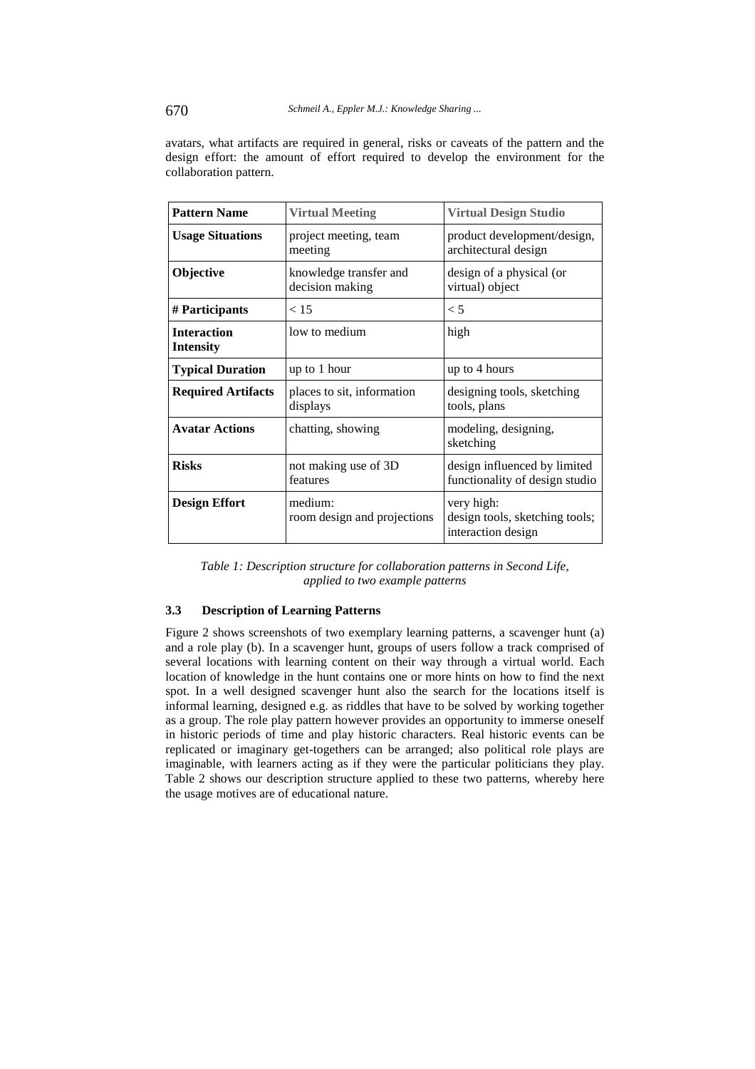avatars, what artifacts are required in general, risks or caveats of the pattern and the design effort: the amount of effort required to develop the environment for the collaboration pattern.

| **Pattern Name** | **Virtual Meeting** | **Virtual Design Studio** |
|---|---|---|
| **Usage Situations** | project meeting, team meeting | product development/design, architectural design |
| **Objective** | knowledge transfer and decision making | design of a physical (or virtual) object |
| **# Participants** | < 15 | < 5 |
| **Interaction Intensity** | low to medium | high |
| **Typical Duration** | up to 1 hour | up to 4 hours |
| **Required Artifacts** | places to sit, information displays | designing tools, sketching tools, plans |
| **Avatar Actions** | chatting, showing | modeling, designing, sketching |
| **Risks** | not making use of 3D features | design influenced by limited functionality of design studio |
| **Design Effort** | medium: room design and projections | very high: design tools, sketching tools; interaction design |

*Table 1: Description structure for collaboration patterns in Second Life, applied to two example patterns*

### 3.3 Description of Learning Patterns

Figure 2 shows screenshots of two exemplary learning patterns, a scavenger hunt (a) and a role play (b). In a scavenger hunt, groups of users follow a track comprised of several locations with learning content on their way through a virtual world. Each location of knowledge in the hunt contains one or more hints on how to find the next spot. In a well designed scavenger hunt also the search for the locations itself is informal learning, designed e.g. as riddles that have to be solved by working together as a group. The role play pattern however provides an opportunity to immerse oneself in historic periods of time and play historic characters. Real historic events can be replicated or imaginary get-togethers can be arranged; also political role plays are imaginable, with learners acting as if they were the particular politicians they play. Table 2 shows our description structure applied to these two patterns, whereby here the usage motives are of educational nature.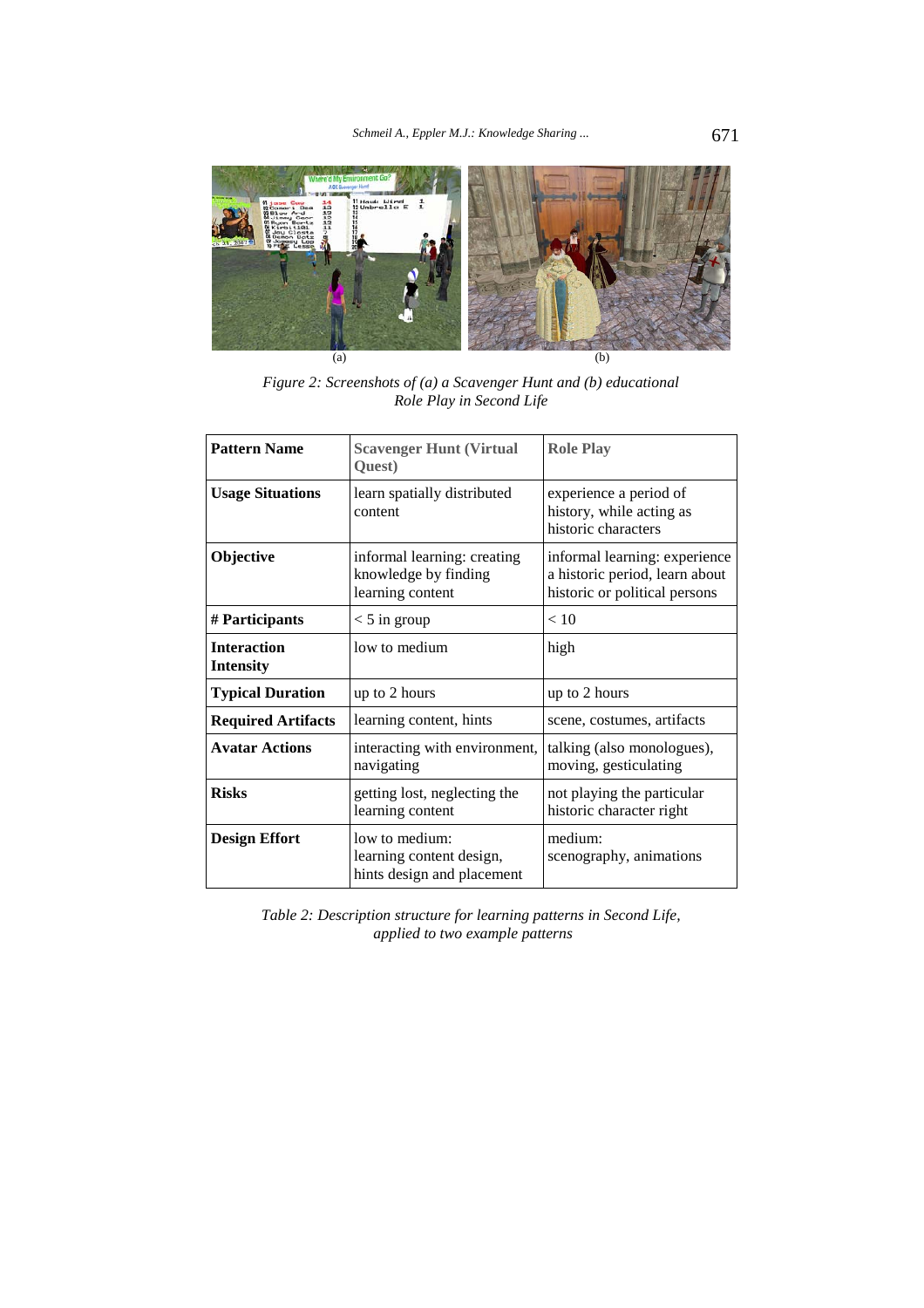*Figure 2: Screenshots of (a) a Scavenger Hunt and (b) educational Role Play in Second Life*

| **Pattern Name** | **Scavenger Hunt (Virtual Quest)** | **Role Play** |
|---|---|---|
| **Usage Situations** | learn spatially distributed content | experience a period of history, while acting as historic characters |
| **Objective** | informal learning: creating knowledge by finding learning content | informal learning: experience a historic period, learn about historic or political persons |
| **# Participants** | < 5 in group | < 10 |
| **Interaction Intensity** | low to medium | high |
| **Typical Duration** | up to 2 hours | up to 2 hours |
| **Required Artifacts** | learning content, hints | scene, costumes, artifacts |
| **Avatar Actions** | interacting with environment, navigating | talking (also monologues), moving, gesticulating |
| **Risks** | getting lost, neglecting the learning content | not playing the particular historic character right |
| **Design Effort** | low to medium: learning content design, hints design and placement | medium: scenography, animations |

*Table 2: Description structure for learning patterns in Second Life, applied to two example patterns*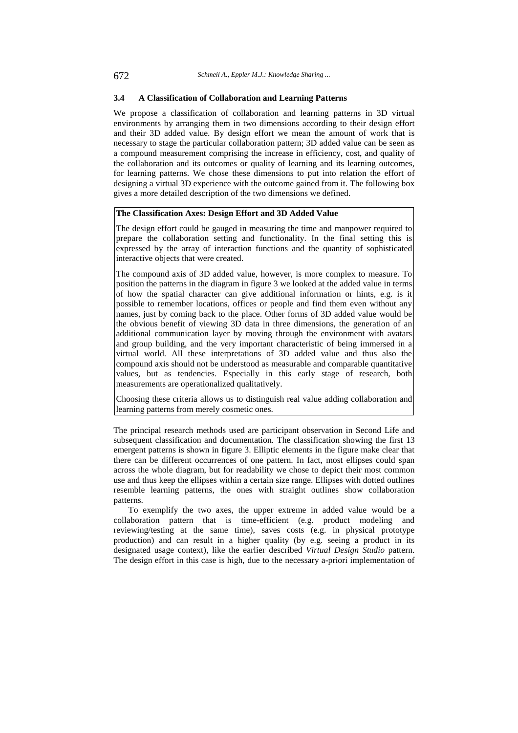### 3.4 A Classification of Collaboration and Learning Patterns

We propose a classification of collaboration and learning patterns in 3D virtual environments by arranging them in two dimensions according to their design effort and their 3D added value. By design effort we mean the amount of work that is necessary to stage the particular collaboration pattern; 3D added value can be seen as a compound measurement comprising the increase in efficiency, cost, and quality of the collaboration and its outcomes or quality of learning and its learning outcomes, for learning patterns. We chose these dimensions to put into relation the effort of designing a virtual 3D experience with the outcome gained from it. The following box gives a more detailed description of the two dimensions we defined.

> **The Classification Axes: Design Effort and 3D Added Value**
>
> The design effort could be gauged in measuring the time and manpower required to prepare the collaboration setting and functionality. In the final setting this is expressed by the array of interaction functions and the quantity of sophisticated interactive objects that were created.
>
> The compound axis of 3D added value, however, is more complex to measure. To position the patterns in the diagram in figure 3 we looked at the added value in terms of how the spatial character can give additional information or hints, e.g. is it possible to remember locations, offices or people and find them even without any names, just by coming back to the place. Other forms of 3D added value would be the obvious benefit of viewing 3D data in three dimensions, the generation of an additional communication layer by moving through the environment with avatars and group building, and the very important characteristic of being immersed in a virtual world. All these interpretations of 3D added value and thus also the compound axis should not be understood as measurable and comparable quantitative values, but as tendencies. Especially in this early stage of research, both measurements are operationalized qualitatively.
>
> Choosing these criteria allows us to distinguish real value adding collaboration and learning patterns from merely cosmetic ones.

The principal research methods used are participant observation in Second Life and subsequent classification and documentation. The classification showing the first 13 emergent patterns is shown in figure 3. Elliptic elements in the figure make clear that there can be different occurrences of one pattern. In fact, most ellipses could span across the whole diagram, but for readability we chose to depict their most common use and thus keep the ellipses within a certain size range. Ellipses with dotted outlines resemble learning patterns, the ones with straight outlines show collaboration patterns.

To exemplify the two axes, the upper extreme in added value would be a collaboration pattern that is time-efficient (e.g. product modeling and reviewing/testing at the same time), saves costs (e.g. in physical prototype production) and can result in a higher quality (by e.g. seeing a product in its designated usage context), like the earlier described *Virtual Design Studio* pattern. The design effort in this case is high, due to the necessary a-priori implementation of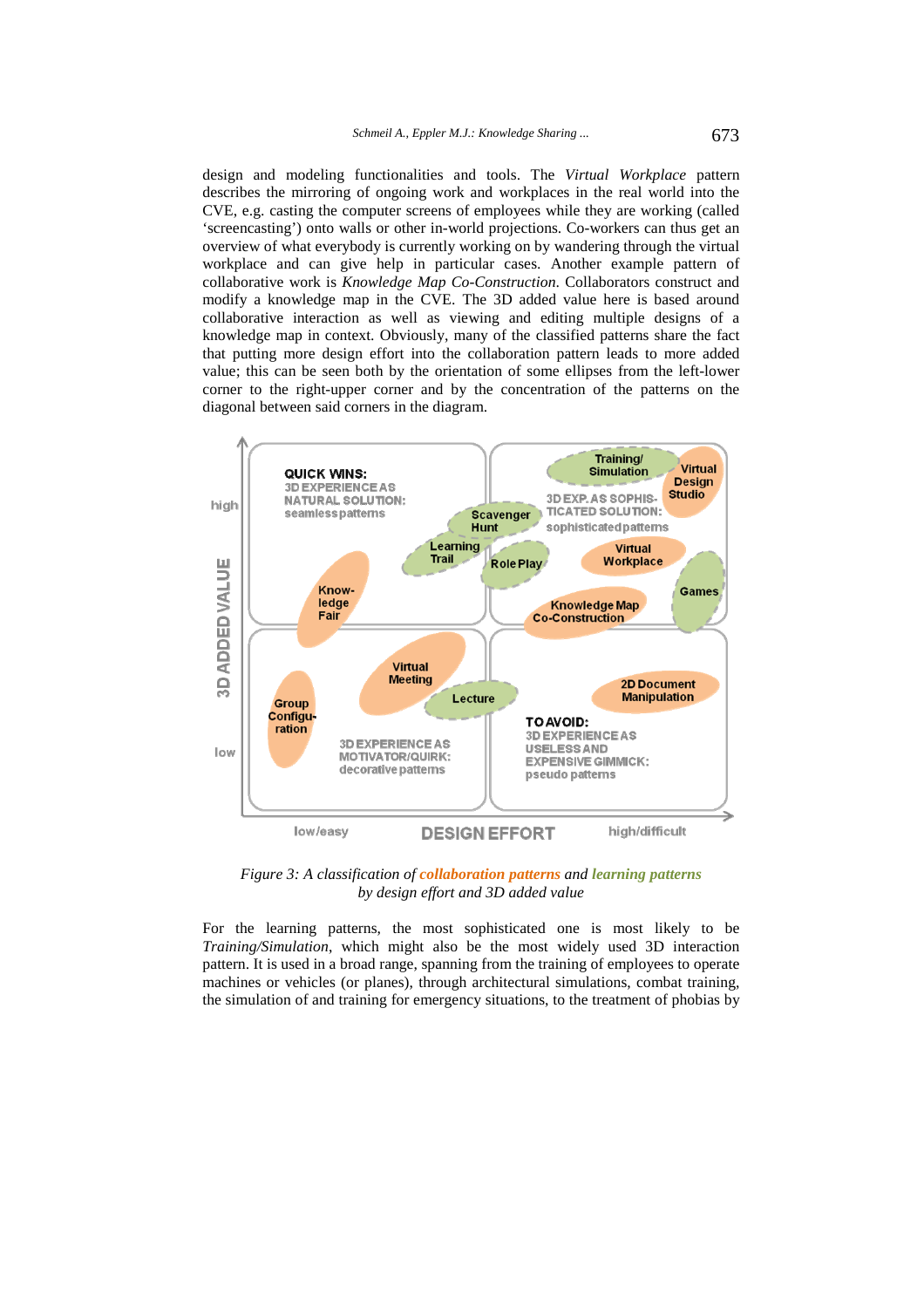design and modeling functionalities and tools. The *Virtual Workplace* pattern describes the mirroring of ongoing work and workplaces in the real world into the CVE, e.g. casting the computer screens of employees while they are working (called 'screencasting') onto walls or other in-world projections. Co-workers can thus get an overview of what everybody is currently working on by wandering through the virtual workplace and can give help in particular cases. Another example pattern of collaborative work is *Knowledge Map Co-Construction*. Collaborators construct and modify a knowledge map in the CVE. The 3D added value here is based around collaborative interaction as well as viewing and editing multiple designs of a knowledge map in context. Obviously, many of the classified patterns share the fact that putting more design effort into the collaboration pattern leads to more added value; this can be seen both by the orientation of some ellipses from the left-lower corner to the right-upper corner and by the concentration of the patterns on the diagonal between said corners in the diagram.

*Figure 3: A classification of collaboration patterns and learning patterns by design effort and 3D added value*

For the learning patterns, the most sophisticated one is most likely to be *Training/Simulation*, which might also be the most widely used 3D interaction pattern. It is used in a broad range, spanning from the training of employees to operate machines or vehicles (or planes), through architectural simulations, combat training, the simulation of and training for emergency situations, to the treatment of phobias by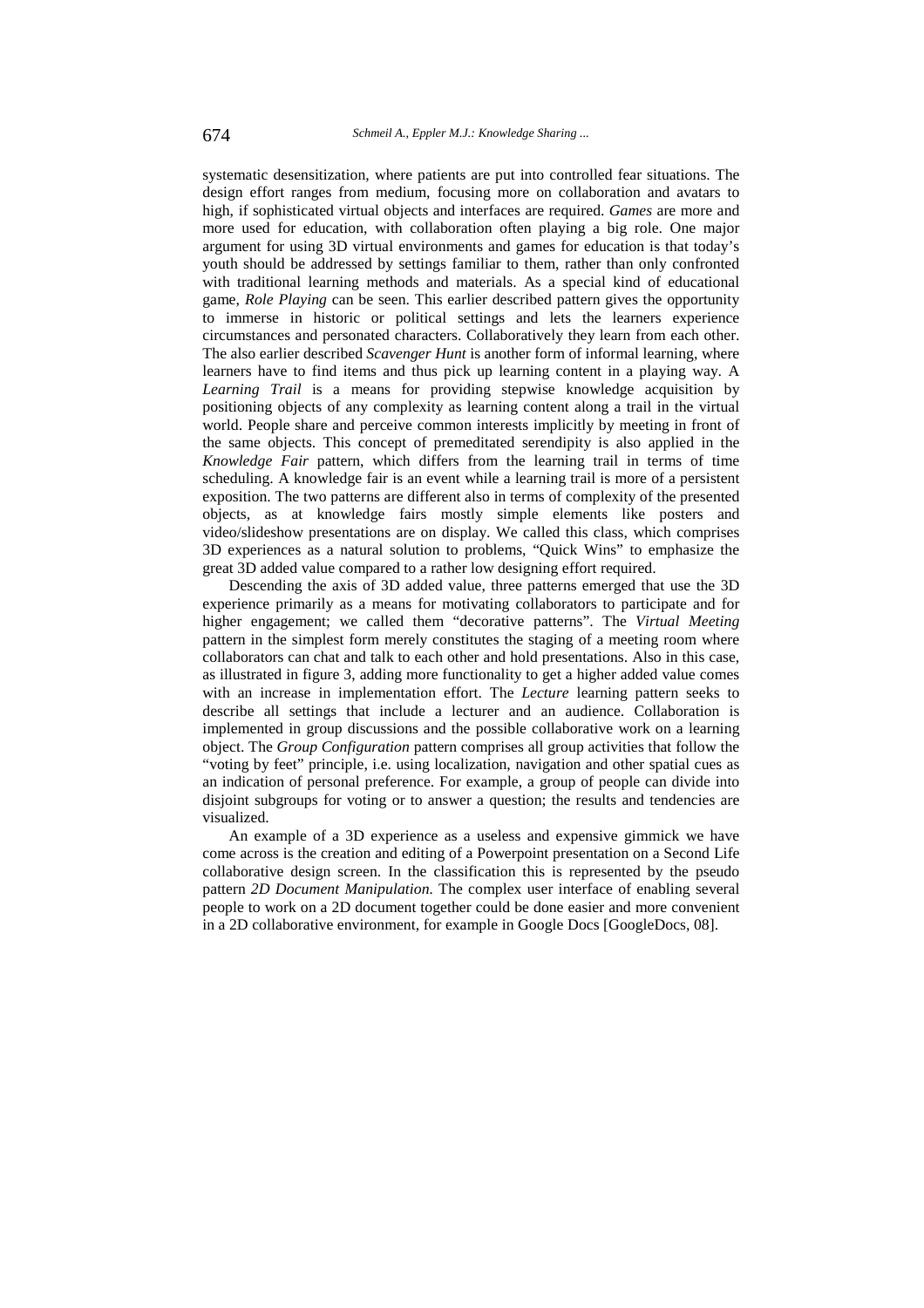systematic desensitization, where patients are put into controlled fear situations. The design effort ranges from medium, focusing more on collaboration and avatars to high, if sophisticated virtual objects and interfaces are required. *Games* are more and more used for education, with collaboration often playing a big role. One major argument for using 3D virtual environments and games for education is that today's youth should be addressed by settings familiar to them, rather than only confronted with traditional learning methods and materials. As a special kind of educational game, *Role Playing* can be seen. This earlier described pattern gives the opportunity to immerse in historic or political settings and lets the learners experience circumstances and personated characters. Collaboratively they learn from each other. The also earlier described *Scavenger Hunt* is another form of informal learning, where learners have to find items and thus pick up learning content in a playing way. A *Learning Trail* is a means for providing stepwise knowledge acquisition by positioning objects of any complexity as learning content along a trail in the virtual world. People share and perceive common interests implicitly by meeting in front of the same objects. This concept of premeditated serendipity is also applied in the *Knowledge Fair* pattern, which differs from the learning trail in terms of time scheduling. A knowledge fair is an event while a learning trail is more of a persistent exposition. The two patterns are different also in terms of complexity of the presented objects, as at knowledge fairs mostly simple elements like posters and video/slideshow presentations are on display. We called this class, which comprises 3D experiences as a natural solution to problems, "Quick Wins" to emphasize the great 3D added value compared to a rather low designing effort required.

Descending the axis of 3D added value, three patterns emerged that use the 3D experience primarily as a means for motivating collaborators to participate and for higher engagement; we called them "decorative patterns". The *Virtual Meeting* pattern in the simplest form merely constitutes the staging of a meeting room where collaborators can chat and talk to each other and hold presentations. Also in this case, as illustrated in figure 3, adding more functionality to get a higher added value comes with an increase in implementation effort. The *Lecture* learning pattern seeks to describe all settings that include a lecturer and an audience. Collaboration is implemented in group discussions and the possible collaborative work on a learning object. The *Group Configuration* pattern comprises all group activities that follow the "voting by feet" principle, i.e. using localization, navigation and other spatial cues as an indication of personal preference. For example, a group of people can divide into disjoint subgroups for voting or to answer a question; the results and tendencies are visualized.

An example of a 3D experience as a useless and expensive gimmick we have come across is the creation and editing of a Powerpoint presentation on a Second Life collaborative design screen. In the classification this is represented by the pseudo pattern *2D Document Manipulation*. The complex user interface of enabling several people to work on a 2D document together could be done easier and more convenient in a 2D collaborative environment, for example in Google Docs [GoogleDocs, 08].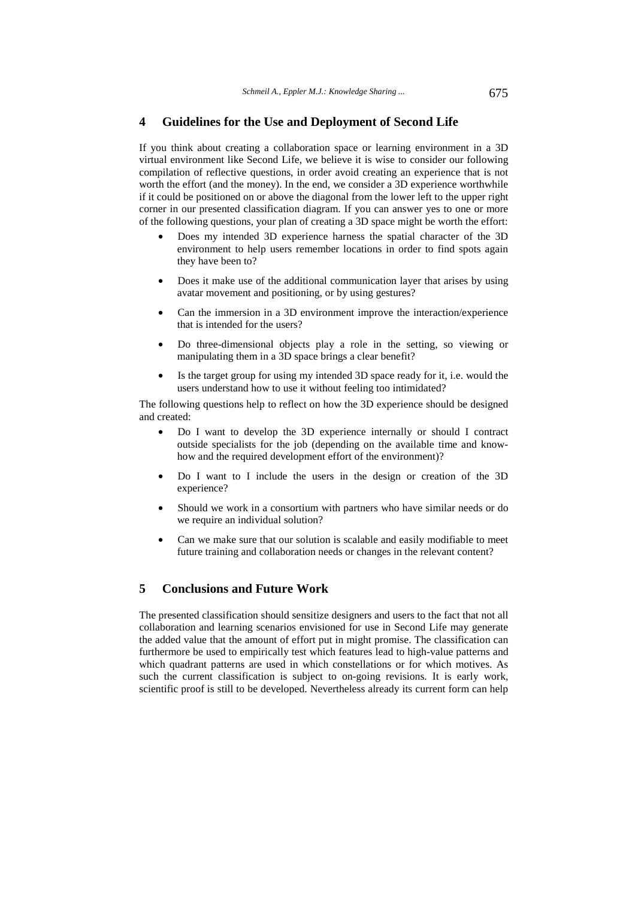## 4 Guidelines for the Use and Deployment of Second Life

If you think about creating a collaboration space or learning environment in a 3D virtual environment like Second Life, we believe it is wise to consider our following compilation of reflective questions, in order avoid creating an experience that is not worth the effort (and the money). In the end, we consider a 3D experience worthwhile if it could be positioned on or above the diagonal from the lower left to the upper right corner in our presented classification diagram. If you can answer yes to one or more of the following questions, your plan of creating a 3D space might be worth the effort:

- Does my intended 3D experience harness the spatial character of the 3D environment to help users remember locations in order to find spots again they have been to?
- Does it make use of the additional communication layer that arises by using avatar movement and positioning, or by using gestures?
- Can the immersion in a 3D environment improve the interaction/experience that is intended for the users?
- Do three-dimensional objects play a role in the setting, so viewing or manipulating them in a 3D space brings a clear benefit?
- Is the target group for using my intended 3D space ready for it, i.e. would the users understand how to use it without feeling too intimidated?

The following questions help to reflect on how the 3D experience should be designed and created:

- Do I want to develop the 3D experience internally or should I contract outside specialists for the job (depending on the available time and know-how and the required development effort of the environment)?
- Do I want to I include the users in the design or creation of the 3D experience?
- Should we work in a consortium with partners who have similar needs or do we require an individual solution?
- Can we make sure that our solution is scalable and easily modifiable to meet future training and collaboration needs or changes in the relevant content?

## 5 Conclusions and Future Work

The presented classification should sensitize designers and users to the fact that not all collaboration and learning scenarios envisioned for use in Second Life may generate the added value that the amount of effort put in might promise. The classification can furthermore be used to empirically test which features lead to high-value patterns and which quadrant patterns are used in which constellations or for which motives. As such the current classification is subject to on-going revisions. It is early work, scientific proof is still to be developed. Nevertheless already its current form can help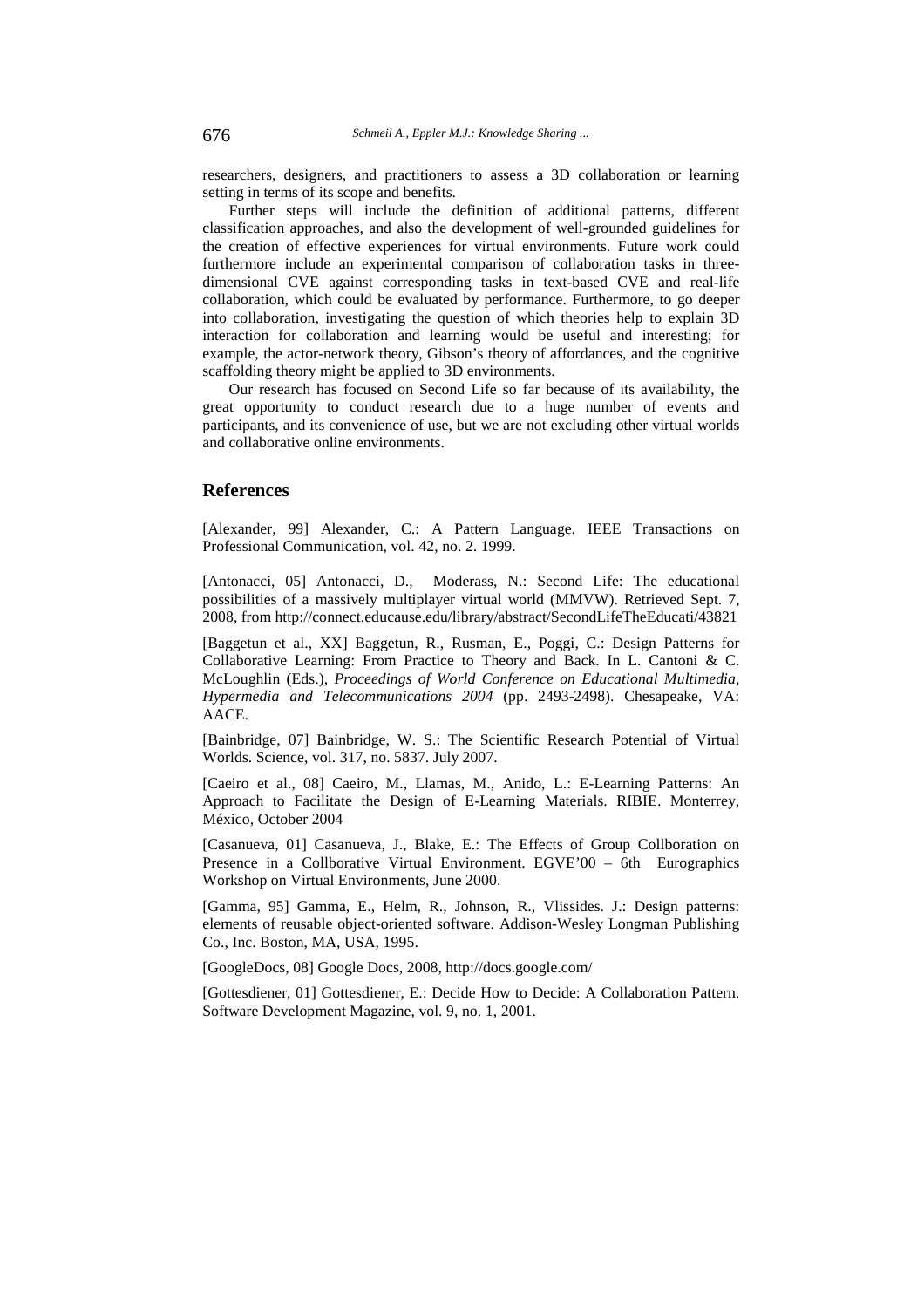researchers, designers, and practitioners to assess a 3D collaboration or learning setting in terms of its scope and benefits.

Further steps will include the definition of additional patterns, different classification approaches, and also the development of well-grounded guidelines for the creation of effective experiences for virtual environments. Future work could furthermore include an experimental comparison of collaboration tasks in three-dimensional CVE against corresponding tasks in text-based CVE and real-life collaboration, which could be evaluated by performance. Furthermore, to go deeper into collaboration, investigating the question of which theories help to explain 3D interaction for collaboration and learning would be useful and interesting; for example, the actor-network theory, Gibson's theory of affordances, and the cognitive scaffolding theory might be applied to 3D environments.

Our research has focused on Second Life so far because of its availability, the great opportunity to conduct research due to a huge number of events and participants, and its convenience of use, but we are not excluding other virtual worlds and collaborative online environments.

## References

[Alexander, 99] Alexander, C.: A Pattern Language. IEEE Transactions on Professional Communication, vol. 42, no. 2. 1999.

[Antonacci, 05] Antonacci, D., Moderass, N.: Second Life: The educational possibilities of a massively multiplayer virtual world (MMVW). Retrieved Sept. 7, 2008, from http://connect.educause.edu/library/abstract/SecondLifeTheEducati/43821

[Baggetun et al., XX] Baggetun, R., Rusman, E., Poggi, C.: Design Patterns for Collaborative Learning: From Practice to Theory and Back. In L. Cantoni & C. McLoughlin (Eds.), *Proceedings of World Conference on Educational Multimedia, Hypermedia and Telecommunications 2004* (pp. 2493-2498). Chesapeake, VA: AACE.

[Bainbridge, 07] Bainbridge, W. S.: The Scientific Research Potential of Virtual Worlds. Science, vol. 317, no. 5837. July 2007.

[Caeiro et al., 08] Caeiro, M., Llamas, M., Anido, L.: E-Learning Patterns: An Approach to Facilitate the Design of E-Learning Materials. RIBIE. Monterrey, México, October 2004

[Casanueva, 01] Casanueva, J., Blake, E.: The Effects of Group Collboration on Presence in a Collboorative Virtual Environment. EGVE'00 – 6th Eurographics Workshop on Virtual Environments, June 2000.

[Gamma, 95] Gamma, E., Helm, R., Johnson, R., Vlissides. J.: Design patterns: elements of reusable object-oriented software. Addison-Wesley Longman Publishing Co., Inc. Boston, MA, USA, 1995.

[GoogleDocs, 08] Google Docs, 2008, http://docs.google.com/

[Gottesdiener, 01] Gottesdiener, E.: Decide How to Decide: A Collaboration Pattern. Software Development Magazine, vol. 9, no. 1, 2001.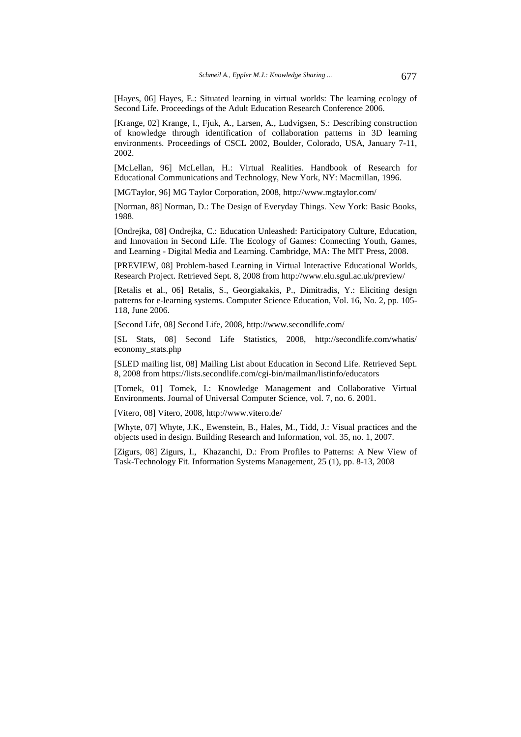[Hayes, 06] Hayes, E.: Situated learning in virtual worlds: The learning ecology of Second Life. Proceedings of the Adult Education Research Conference 2006.

[Krange, 02] Krange, I., Fjuk, A., Larsen, A., Ludvigsen, S.: Describing construction of knowledge through identification of collaboration patterns in 3D learning environments. Proceedings of CSCL 2002, Boulder, Colorado, USA, January 7-11, 2002.

[McLellan, 96] McLellan, H.: Virtual Realities. Handbook of Research for Educational Communications and Technology, New York, NY: Macmillan, 1996.

[MGTaylor, 96] MG Taylor Corporation, 2008, http://www.mgtaylor.com/

[Norman, 88] Norman, D.: The Design of Everyday Things. New York: Basic Books, 1988.

[Ondrejka, 08] Ondrejka, C.: Education Unleashed: Participatory Culture, Education, and Innovation in Second Life. The Ecology of Games: Connecting Youth, Games, and Learning - Digital Media and Learning. Cambridge, MA: The MIT Press, 2008.

[PREVIEW, 08] Problem-based Learning in Virtual Interactive Educational Worlds, Research Project. Retrieved Sept. 8, 2008 from http://www.elu.sgul.ac.uk/preview/

[Retalis et al., 06] Retalis, S., Georgiakakis, P., Dimitradis, Y.: Eliciting design patterns for e-learning systems. Computer Science Education, Vol. 16, No. 2, pp. 105-118, June 2006.

[Second Life, 08] Second Life, 2008, http://www.secondlife.com/

[SL Stats, 08] Second Life Statistics, 2008, http://secondlife.com/whatis/economy_stats.php

[SLED mailing list, 08] Mailing List about Education in Second Life. Retrieved Sept. 8, 2008 from https://lists.secondlife.com/cgi-bin/mailman/listinfo/educators

[Tomek, 01] Tomek, I.: Knowledge Management and Collaborative Virtual Environments. Journal of Universal Computer Science, vol. 7, no. 6. 2001.

[Vitero, 08] Vitero, 2008, http://www.vitero.de/

[Whyte, 07] Whyte, J.K., Ewenstein, B., Hales, M., Tidd, J.: Visual practices and the objects used in design. Building Research and Information, vol. 35, no. 1, 2007.

[Zigurs, 08] Zigurs, I., Khazanchi, D.: From Profiles to Patterns: A New View of Task-Technology Fit. Information Systems Management, 25 (1), pp. 8-13, 2008